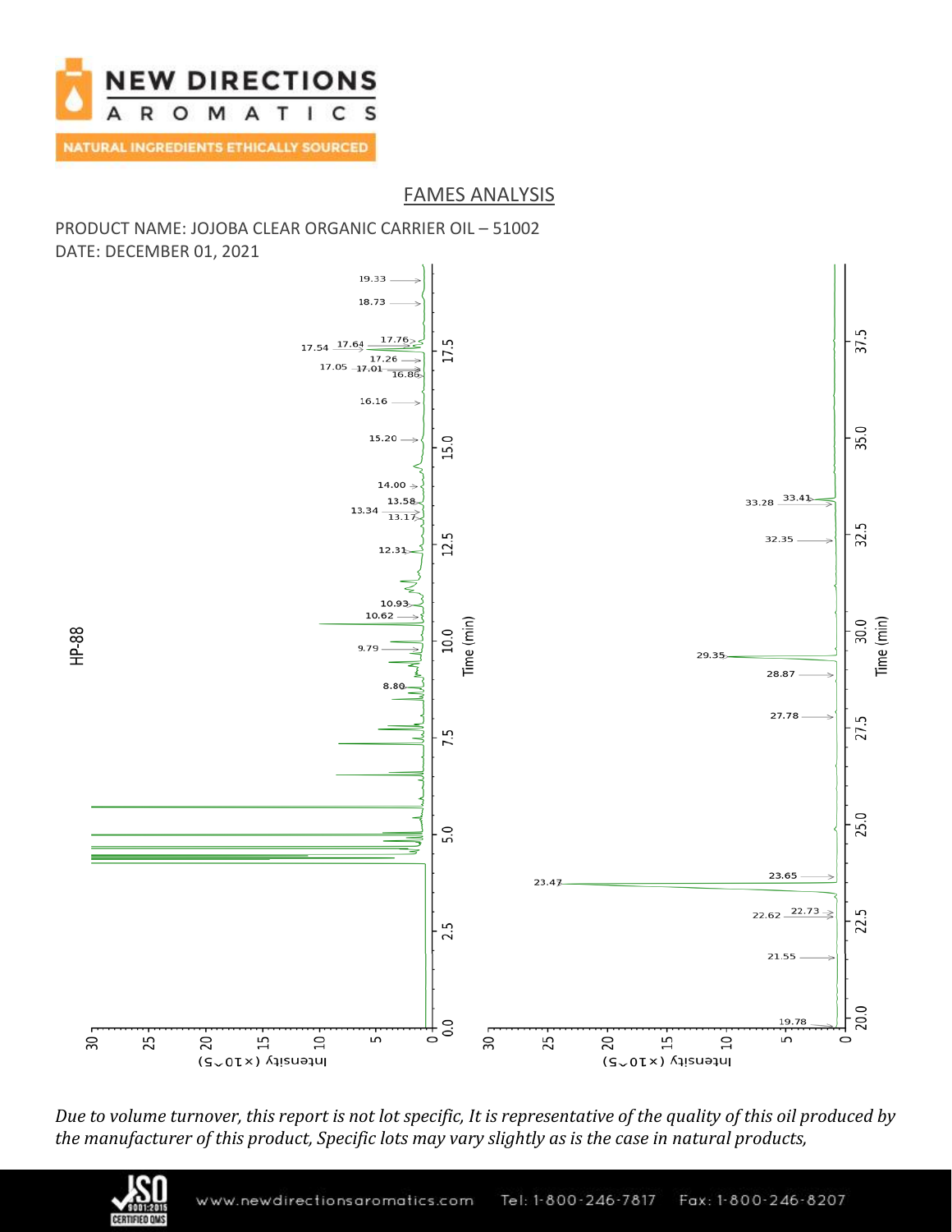NEW DIRECTIONS AROMATICS

NATURAL INGREDIENTS ETHICALLY SOURCED

## FAMES ANALYSIS

PRODUCT NAME: JOJOBA CLEAR ORGANIC CARRIER OIL – 51002
DATE: DECEMBER 01, 2021

HP-88

Time (min)

Intensity (x10^5)

19.33, 18.73, 17.76, 17.64, 17.54, 17.26, 17.05, 17.01, 16.86, 16.16, 15.20, 14.00, 13.58, 13.34, 13.17, 12.31, 10.93, 10.62, 9.79, 8.80

33.41, 33.28, 32.35, 29.35, 28.87, 27.78, 23.65, 23.47, 22.73, 22.62, 21.55, 19.78

*Due to volume turnover, this report is not lot specific, It is representative of the quality of this oil produced by the manufacturer of this product, Specific lots may vary slightly as is the case in natural products,*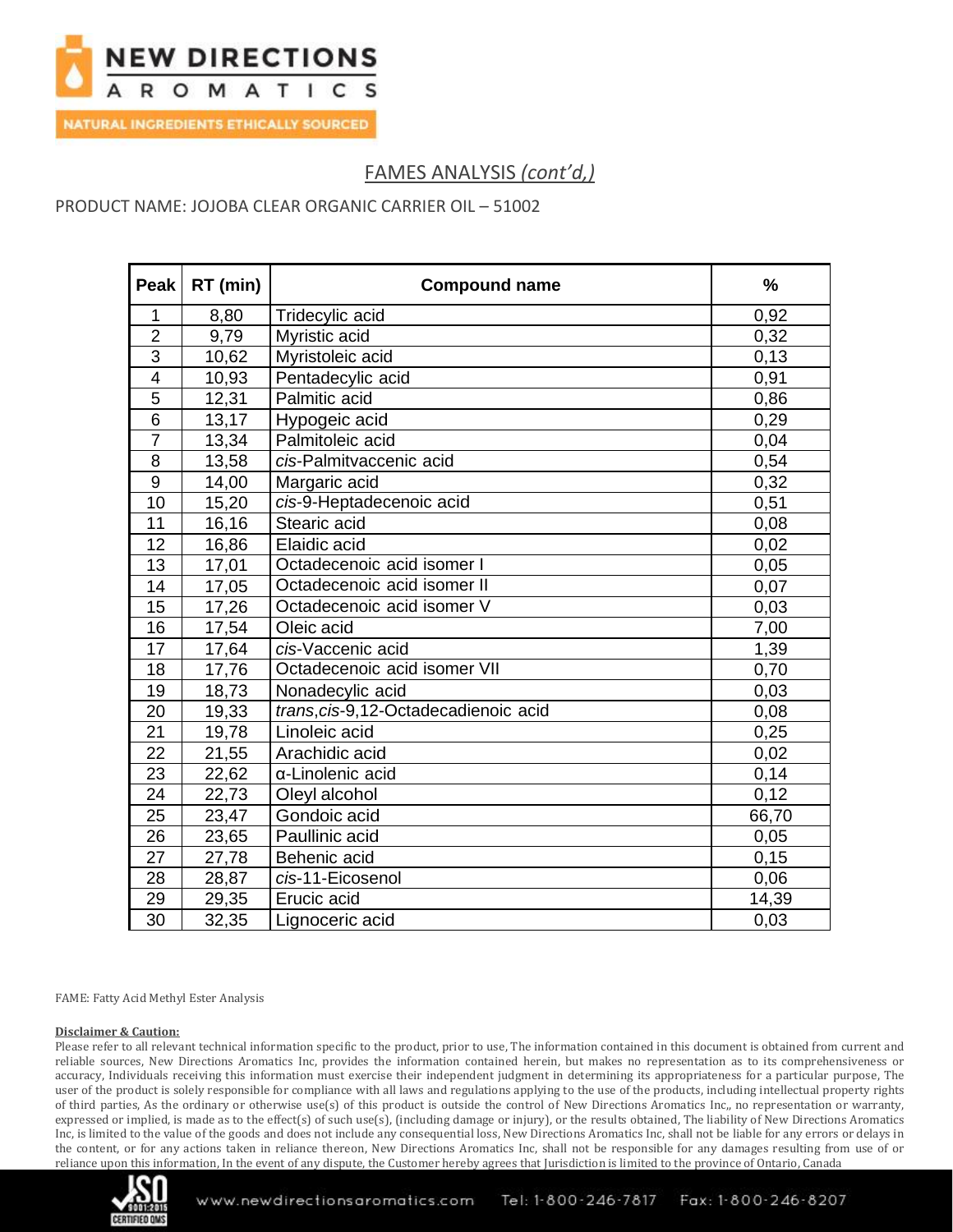## FAMES ANALYSIS *(cont'd,)*

PRODUCT NAME: JOJOBA CLEAR ORGANIC CARRIER OIL – 51002

| Peak | RT (min) | Compound name | % |
|---|---|---|---|
| 1 | 8,80 | Tridecylic acid | 0,92 |
| 2 | 9,79 | Myristic acid | 0,32 |
| 3 | 10,62 | Myristoleic acid | 0,13 |
| 4 | 10,93 | Pentadecylic acid | 0,91 |
| 5 | 12,31 | Palmitic acid | 0,86 |
| 6 | 13,17 | Hypogeic acid | 0,29 |
| 7 | 13,34 | Palmitoleic acid | 0,04 |
| 8 | 13,58 | *cis*-Palmitvaccenic acid | 0,54 |
| 9 | 14,00 | Margaric acid | 0,32 |
| 10 | 15,20 | *cis*-9-Heptadecenoic acid | 0,51 |
| 11 | 16,16 | Stearic acid | 0,08 |
| 12 | 16,86 | Elaidic acid | 0,02 |
| 13 | 17,01 | Octadecenoic acid isomer I | 0,05 |
| 14 | 17,05 | Octadecenoic acid isomer II | 0,07 |
| 15 | 17,26 | Octadecenoic acid isomer V | 0,03 |
| 16 | 17,54 | Oleic acid | 7,00 |
| 17 | 17,64 | *cis*-Vaccenic acid | 1,39 |
| 18 | 17,76 | Octadecenoic acid isomer VII | 0,70 |
| 19 | 18,73 | Nonadecylic acid | 0,03 |
| 20 | 19,33 | *trans,cis*-9,12-Octadecadienoic acid | 0,08 |
| 21 | 19,78 | Linoleic acid | 0,25 |
| 22 | 21,55 | Arachidic acid | 0,02 |
| 23 | 22,62 | α-Linolenic acid | 0,14 |
| 24 | 22,73 | Oleyl alcohol | 0,12 |
| 25 | 23,47 | Gondoic acid | 66,70 |
| 26 | 23,65 | Paullinic acid | 0,05 |
| 27 | 27,78 | Behenic acid | 0,15 |
| 28 | 28,87 | *cis*-11-Eicosenol | 0,06 |
| 29 | 29,35 | Erucic acid | 14,39 |
| 30 | 32,35 | Lignoceric acid | 0,03 |

FAME: Fatty Acid Methyl Ester Analysis

**Disclaimer & Caution:**

Please refer to all relevant technical information specific to the product, prior to use, The information contained in this document is obtained from current and reliable sources, New Directions Aromatics Inc, provides the information contained herein, but makes no representation as to its comprehensiveness or accuracy, Individuals receiving this information must exercise their independent judgment in determining its appropriateness for a particular purpose, The user of the product is solely responsible for compliance with all laws and regulations applying to the use of the products, including intellectual property rights of third parties, As the ordinary or otherwise use(s) of this product is outside the control of New Directions Aromatics Inc,, no representation or warranty, expressed or implied, is made as to the effect(s) of such use(s), (including damage or injury), or the results obtained, The liability of New Directions Aromatics Inc, is limited to the value of the goods and does not include any consequential loss, New Directions Aromatics Inc, shall not be liable for any errors or delays in the content, or for any actions taken in reliance thereon, New Directions Aromatics Inc, shall not be responsible for any damages resulting from use of or reliance upon this information, In the event of any dispute, the Customer hereby agrees that Jurisdiction is limited to the province of Ontario, Canada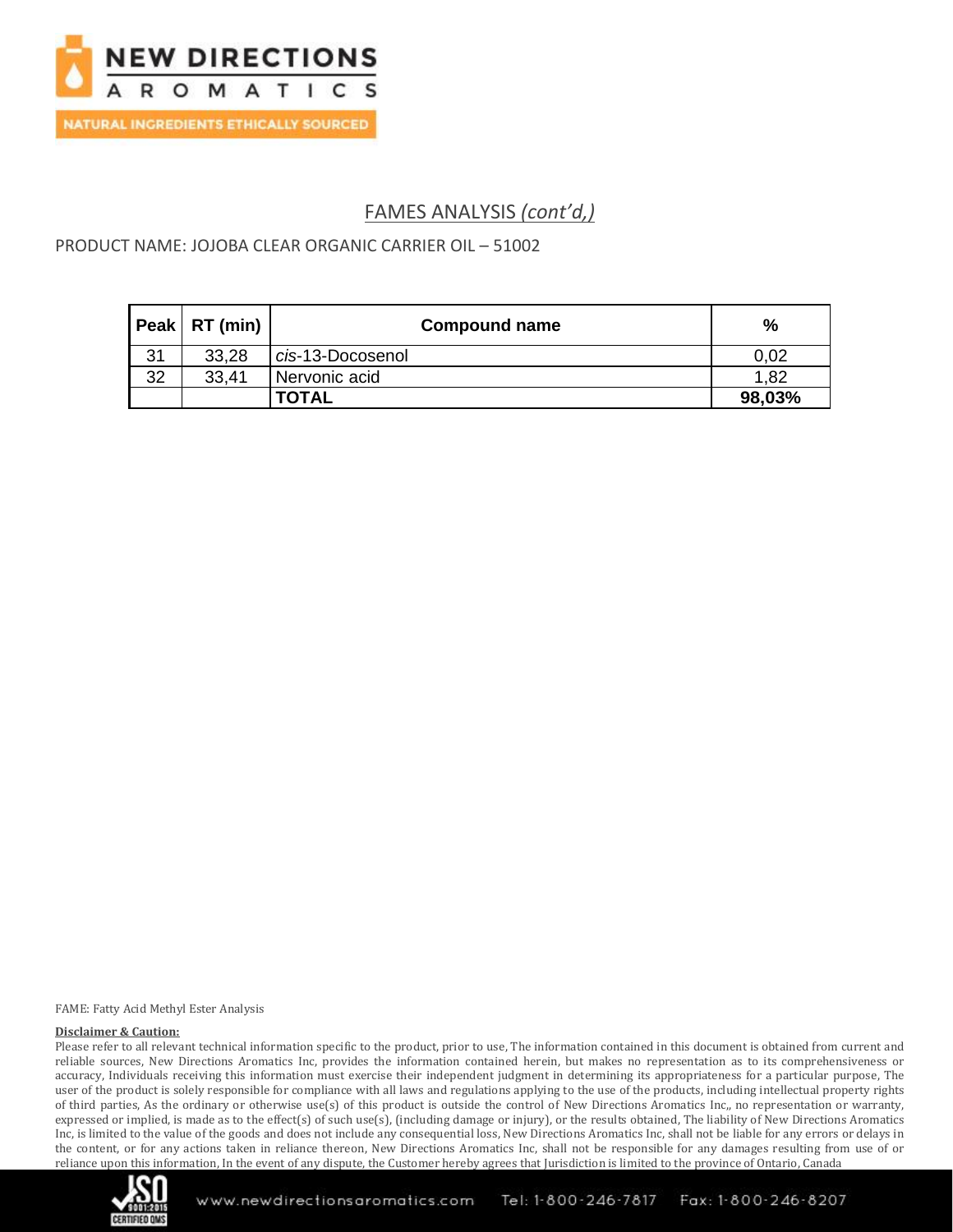## FAMES ANALYSIS *(cont'd,)*

PRODUCT NAME: JOJOBA CLEAR ORGANIC CARRIER OIL – 51002

| Peak | RT (min) | Compound name | % |
|---|---|---|---|
| 31 | 33,28 | *cis*-13-Docosenol | 0,02 |
| 32 | 33,41 | Nervonic acid | 1,82 |
| | | **TOTAL** | **98,03%** |

FAME: Fatty Acid Methyl Ester Analysis

**Disclaimer & Caution:**

Please refer to all relevant technical information specific to the product, prior to use, The information contained in this document is obtained from current and reliable sources, New Directions Aromatics Inc, provides the information contained herein, but makes no representation as to its comprehensiveness or accuracy, Individuals receiving this information must exercise their independent judgment in determining its appropriateness for a particular purpose, The user of the product is solely responsible for compliance with all laws and regulations applying to the use of the products, including intellectual property rights of third parties, As the ordinary or otherwise use(s) of this product is outside the control of New Directions Aromatics Inc,, no representation or warranty, expressed or implied, is made as to the effect(s) of such use(s), (including damage or injury), or the results obtained, The liability of New Directions Aromatics Inc, is limited to the value of the goods and does not include any consequential loss, New Directions Aromatics Inc, shall not be liable for any errors or delays in the content, or for any actions taken in reliance thereon, New Directions Aromatics Inc, shall not be responsible for any damages resulting from use of or reliance upon this information, In the event of any dispute, the Customer hereby agrees that Jurisdiction is limited to the province of Ontario, Canada